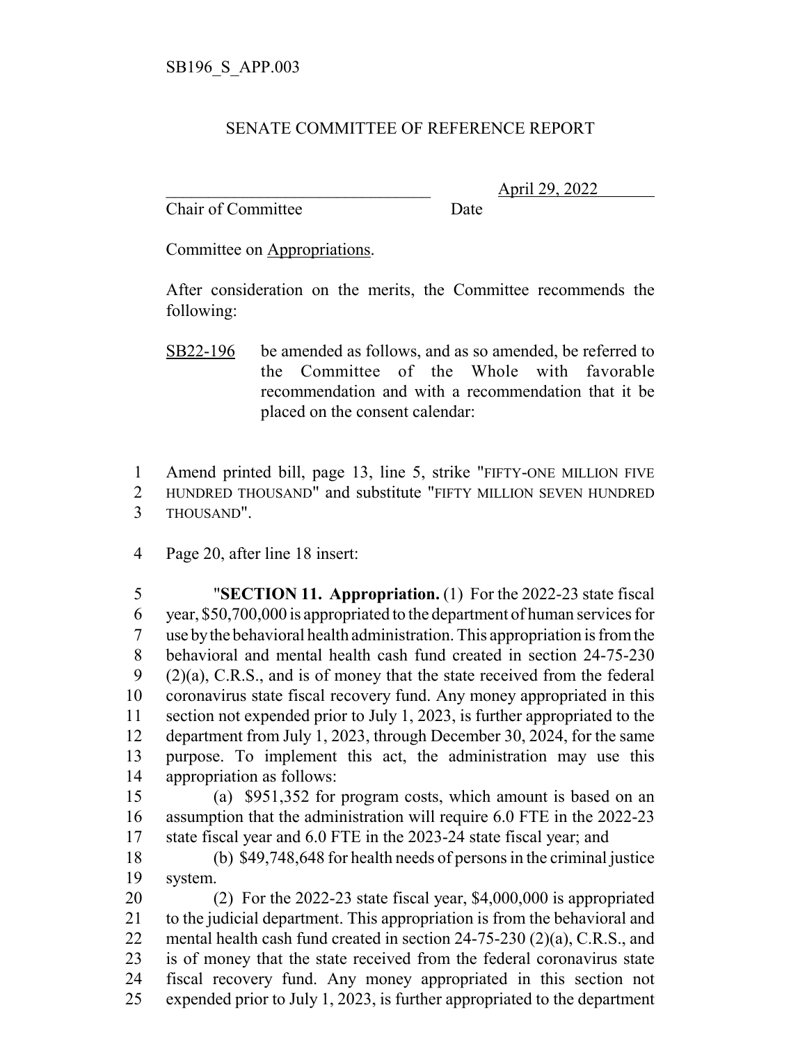SB196_S_APP.003

SENATE COMMITTEE OF REFERENCE REPORT

________________________________ April 29, 2022
Chair of Committee Date

Committee on Appropriations.

After consideration on the merits, the Committee recommends the following:

SB22-196 be amended as follows, and as so amended, be referred to the Committee of the Whole with favorable recommendation and with a recommendation that it be placed on the consent calendar:

1 Amend printed bill, page 13, line 5, strike "FIFTY-ONE MILLION FIVE
2 HUNDRED THOUSAND" and substitute "FIFTY MILLION SEVEN HUNDRED
3 THOUSAND".

4 Page 20, after line 18 insert:

5 "**SECTION 11. Appropriation.** (1) For the 2022-23 state fiscal
6 year, $50,700,000 is appropriated to the department of human services for
7 use by the behavioral health administration. This appropriation is from the
8 behavioral and mental health cash fund created in section 24-75-230
9 (2)(a), C.R.S., and is of money that the state received from the federal
10 coronavirus state fiscal recovery fund. Any money appropriated in this
11 section not expended prior to July 1, 2023, is further appropriated to the
12 department from July 1, 2023, through December 30, 2024, for the same
13 purpose. To implement this act, the administration may use this
14 appropriation as follows:

15 (a) $951,352 for program costs, which amount is based on an
16 assumption that the administration will require 6.0 FTE in the 2022-23
17 state fiscal year and 6.0 FTE in the 2023-24 state fiscal year; and

18 (b) $49,748,648 for health needs of persons in the criminal justice
19 system.

20 (2) For the 2022-23 state fiscal year, $4,000,000 is appropriated
21 to the judicial department. This appropriation is from the behavioral and
22 mental health cash fund created in section 24-75-230 (2)(a), C.R.S., and
23 is of money that the state received from the federal coronavirus state
24 fiscal recovery fund. Any money appropriated in this section not
25 expended prior to July 1, 2023, is further appropriated to the department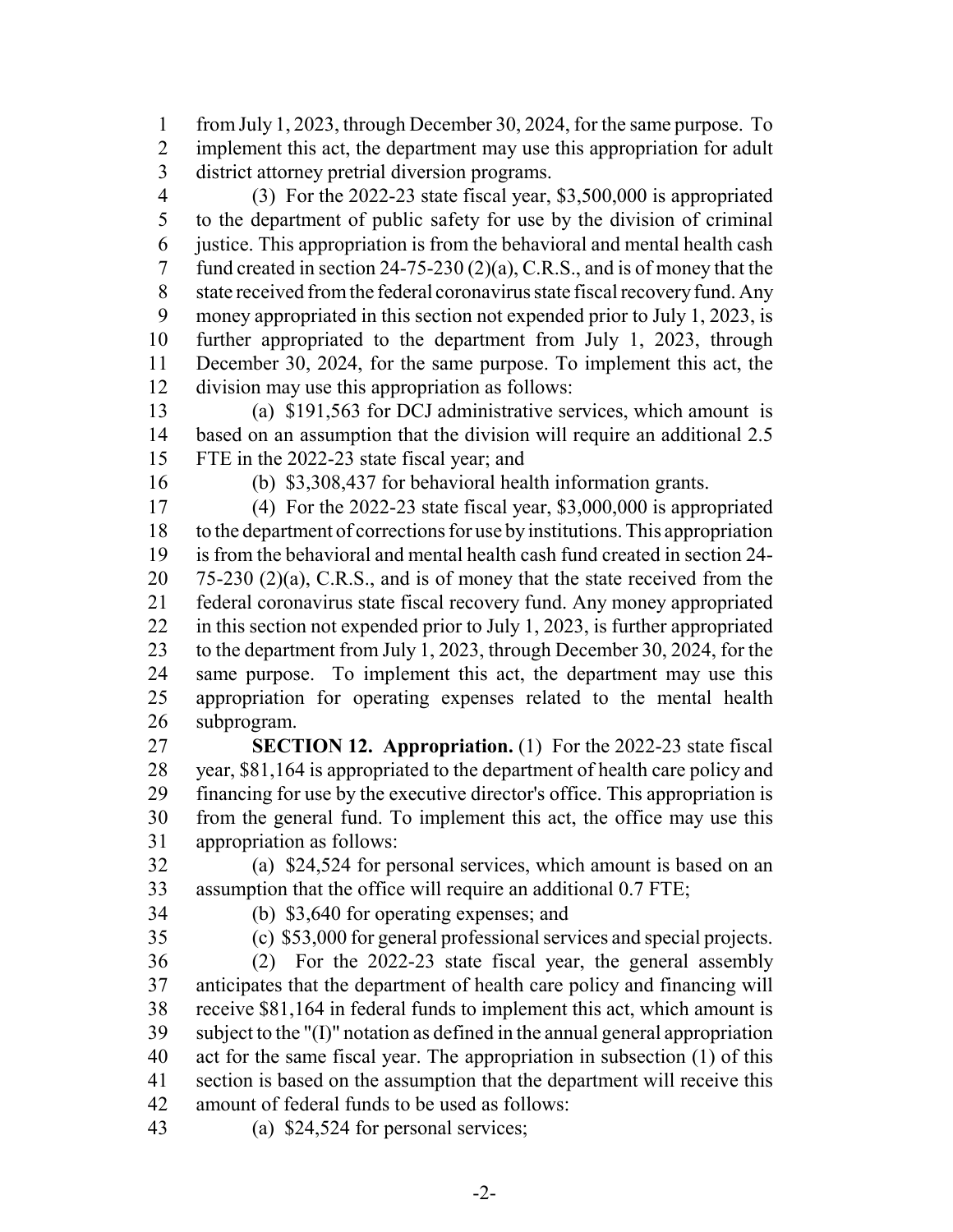from July 1, 2023, through December 30, 2024, for the same purpose. To implement this act, the department may use this appropriation for adult district attorney pretrial diversion programs.

(3) For the 2022-23 state fiscal year, $3,500,000 is appropriated to the department of public safety for use by the division of criminal justice. This appropriation is from the behavioral and mental health cash fund created in section 24-75-230 (2)(a), C.R.S., and is of money that the state received from the federal coronavirus state fiscal recovery fund. Any money appropriated in this section not expended prior to July 1, 2023, is further appropriated to the department from July 1, 2023, through December 30, 2024, for the same purpose. To implement this act, the division may use this appropriation as follows:

(a) $191,563 for DCJ administrative services, which amount is based on an assumption that the division will require an additional 2.5 FTE in the 2022-23 state fiscal year; and

(b) $3,308,437 for behavioral health information grants.

(4) For the 2022-23 state fiscal year, $3,000,000 is appropriated to the department of corrections for use by institutions. This appropriation is from the behavioral and mental health cash fund created in section 24-75-230 (2)(a), C.R.S., and is of money that the state received from the federal coronavirus state fiscal recovery fund. Any money appropriated in this section not expended prior to July 1, 2023, is further appropriated to the department from July 1, 2023, through December 30, 2024, for the same purpose. To implement this act, the department may use this appropriation for operating expenses related to the mental health subprogram.

**SECTION 12. Appropriation.** (1) For the 2022-23 state fiscal year, $81,164 is appropriated to the department of health care policy and financing for use by the executive director's office. This appropriation is from the general fund. To implement this act, the office may use this appropriation as follows:

(a) $24,524 for personal services, which amount is based on an assumption that the office will require an additional 0.7 FTE;

(b) $3,640 for operating expenses; and

(c) $53,000 for general professional services and special projects.

(2) For the 2022-23 state fiscal year, the general assembly anticipates that the department of health care policy and financing will receive $81,164 in federal funds to implement this act, which amount is subject to the "(I)" notation as defined in the annual general appropriation act for the same fiscal year. The appropriation in subsection (1) of this section is based on the assumption that the department will receive this amount of federal funds to be used as follows:

(a) $24,524 for personal services;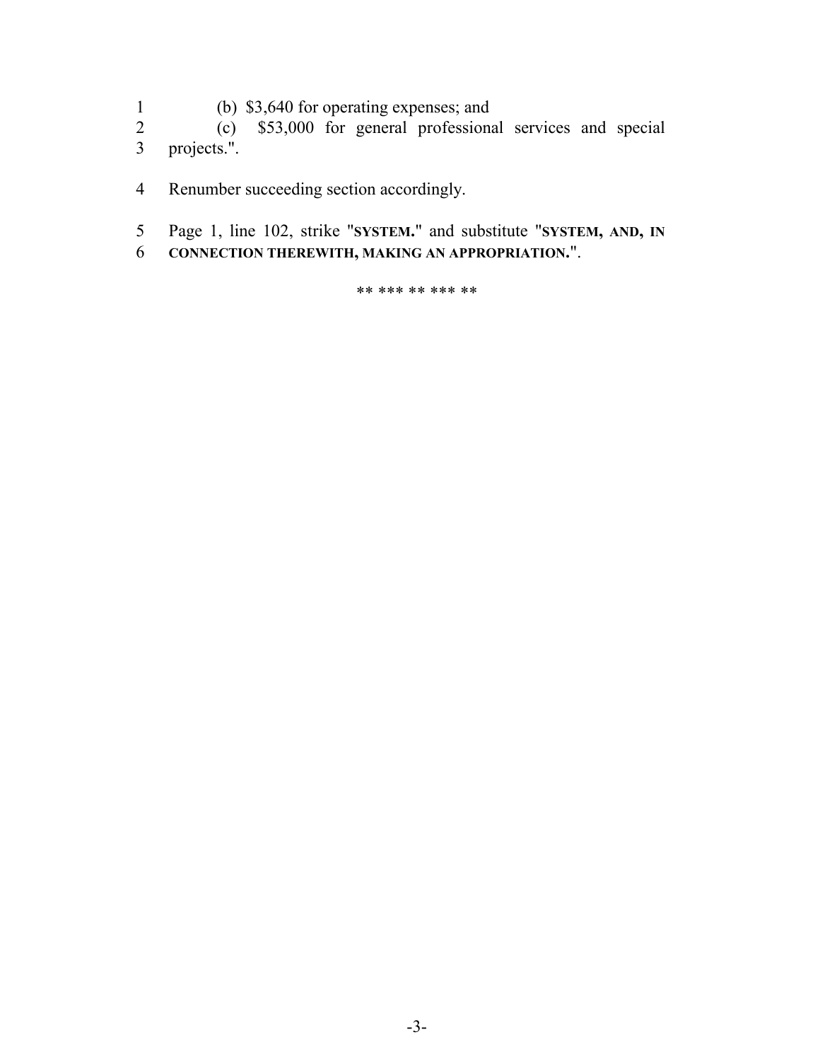(b) $3,640 for operating expenses; and

(c) $53,000 for general professional services and special projects.".

Renumber succeeding section accordingly.

Page 1, line 102, strike "**SYSTEM.**" and substitute "**SYSTEM, AND, IN CONNECTION THEREWITH, MAKING AN APPROPRIATION.**".

** *** ** *** **